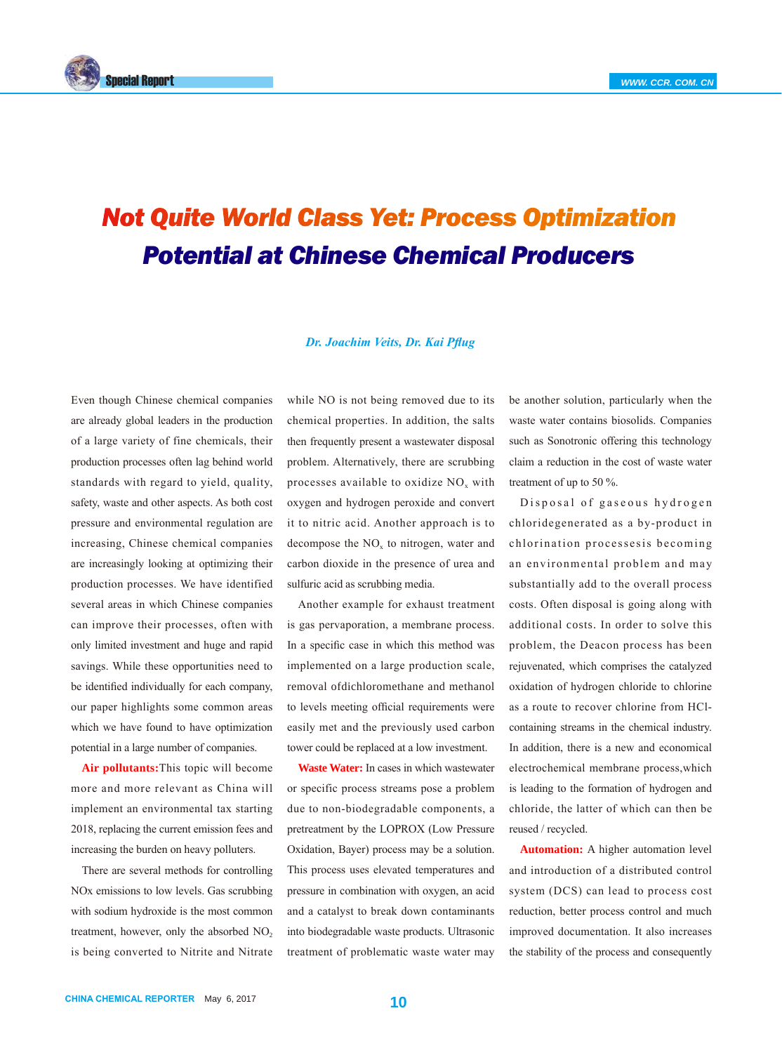# Not Quite World Class Yet: Process Optimization Potential at Chinese Chemical Producers

*Dr. Joachim Veits, Dr. Kai Pflug*

Even though Chinese chemical companies are already global leaders in the production of a large variety of fine chemicals, their production processes often lag behind world standards with regard to yield, quality, safety, waste and other aspects. As both cost pressure and environmental regulation are increasing, Chinese chemical companies are increasingly looking at optimizing their production processes. We have identified several areas in which Chinese companies can improve their processes, often with only limited investment and huge and rapid savings. While these opportunities need to be identified individually for each company, our paper highlights some common areas which we have found to have optimization potential in a large number of companies.

**Air pollutants:** This topic will become more and more relevant as China will implement an environmental tax starting 2018, replacing the current emission fees and increasing the burden on heavy polluters.

There are several methods for controlling NOx emissions to low levels. Gas scrubbing with sodium hydroxide is the most common treatment, however, only the absorbed $NO_2$ is being converted to Nitrite and Nitrate while NO is not being removed due to its chemical properties. In addition, the salts then frequently present a wastewater disposal problem. Alternatively, there are scrubbing processes available to oxidize $NO_x$ with oxygen and hydrogen peroxide and convert it to nitric acid. Another approach is to decompose the $NO_x$ to nitrogen, water and carbon dioxide in the presence of urea and sulfuric acid as scrubbing media.

Another example for exhaust treatment is gas pervaporation, a membrane process. In a specific case in which this method was implemented on a large production scale, removal ofdichloromethane and methanol to levels meeting official requirements were easily met and the previously used carbon tower could be replaced at a low investment.

**Waste Water:** In cases in which wastewater or specific process streams pose a problem due to non-biodegradable components, a pretreatment by the LOPROX (Low Pressure Oxidation, Bayer) process may be a solution. This process uses elevated temperatures and pressure in combination with oxygen, an acid and a catalyst to break down contaminants into biodegradable waste products. Ultrasonic treatment of problematic waste water may be another solution, particularly when the waste water contains biosolids. Companies such as Sonotronic offering this technology claim a reduction in the cost of waste water treatment of up to 50 %.

Disposal of gaseous hydrogen chloridegenerated as a by-product in chlorination processesis becoming an environmental problem and may substantially add to the overall process costs. Often disposal is going along with additional costs. In order to solve this problem, the Deacon process has been rejuvenated, which comprises the catalyzed oxidation of hydrogen chloride to chlorine as a route to recover chlorine from HCl-containing streams in the chemical industry. In addition, there is a new and economical electrochemical membrane process,which is leading to the formation of hydrogen and chloride, the latter of which can then be reused / recycled.

**Automation:** A higher automation level and introduction of a distributed control system (DCS) can lead to process cost reduction, better process control and much improved documentation. It also increases the stability of the process and consequently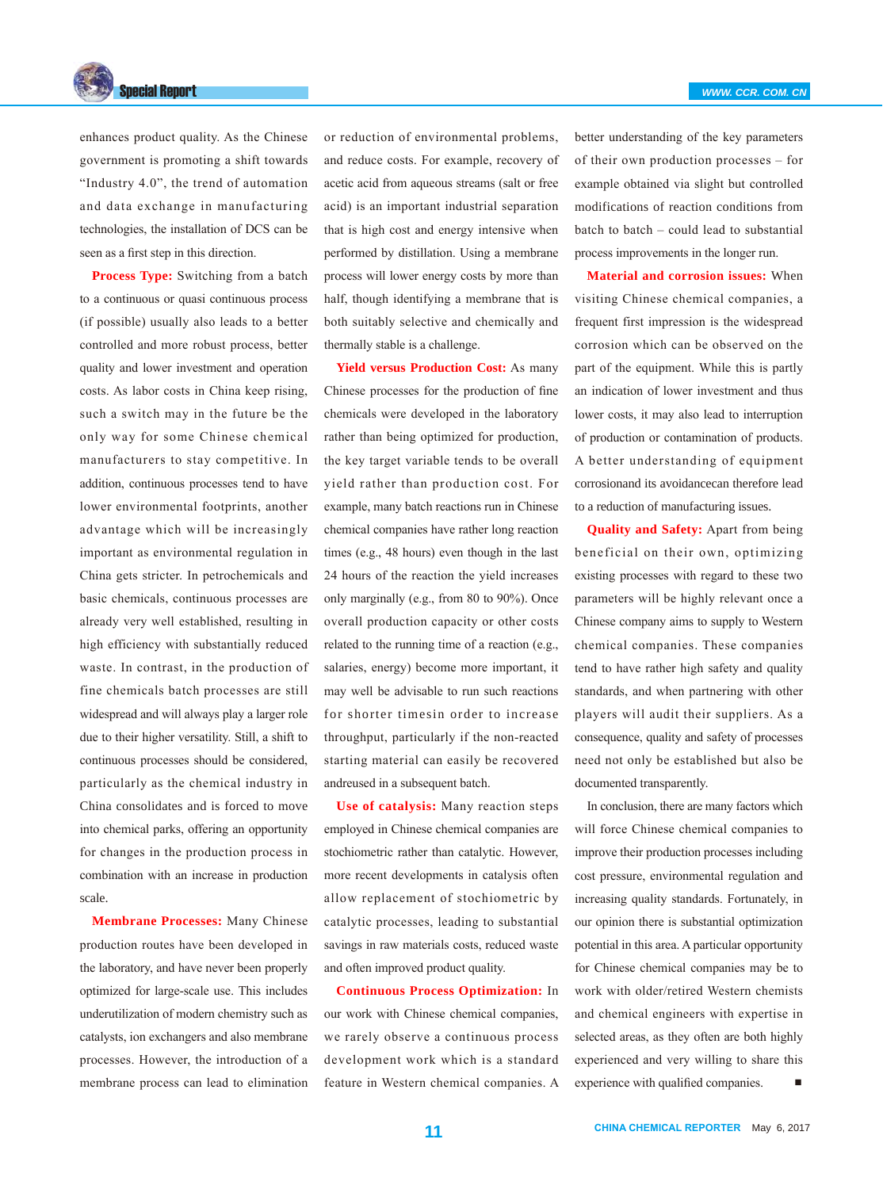enhances product quality. As the Chinese government is promoting a shift towards "Industry 4.0", the trend of automation and data exchange in manufacturing technologies, the installation of DCS can be seen as a first step in this direction.

**Process Type:** Switching from a batch to a continuous or quasi continuous process (if possible) usually also leads to a better controlled and more robust process, better quality and lower investment and operation costs. As labor costs in China keep rising, such a switch may in the future be the only way for some Chinese chemical manufacturers to stay competitive. In addition, continuous processes tend to have lower environmental footprints, another advantage which will be increasingly important as environmental regulation in China gets stricter. In petrochemicals and basic chemicals, continuous processes are already very well established, resulting in high efficiency with substantially reduced waste. In contrast, in the production of fine chemicals batch processes are still widespread and will always play a larger role due to their higher versatility. Still, a shift to continuous processes should be considered, particularly as the chemical industry in China consolidates and is forced to move into chemical parks, offering an opportunity for changes in the production process in combination with an increase in production scale.

**Membrane Processes:** Many Chinese production routes have been developed in the laboratory, and have never been properly optimized for large-scale use. This includes underutilization of modern chemistry such as catalysts, ion exchangers and also membrane processes. However, the introduction of a membrane process can lead to elimination or reduction of environmental problems, and reduce costs. For example, recovery of acetic acid from aqueous streams (salt or free acid) is an important industrial separation that is high cost and energy intensive when performed by distillation. Using a membrane process will lower energy costs by more than half, though identifying a membrane that is both suitably selective and chemically and thermally stable is a challenge.

**Yield versus Production Cost:** As many Chinese processes for the production of fine chemicals were developed in the laboratory rather than being optimized for production, the key target variable tends to be overall yield rather than production cost. For example, many batch reactions run in Chinese chemical companies have rather long reaction times (e.g., 48 hours) even though in the last 24 hours of the reaction the yield increases only marginally (e.g., from 80 to 90%). Once overall production capacity or other costs related to the running time of a reaction (e.g., salaries, energy) become more important, it may well be advisable to run such reactions for shorter timesin order to increase throughput, particularly if the non-reacted starting material can easily be recovered andreused in a subsequent batch.

**Use of catalysis:** Many reaction steps employed in Chinese chemical companies are stochiometric rather than catalytic. However, more recent developments in catalysis often allow replacement of stochiometric by catalytic processes, leading to substantial savings in raw materials costs, reduced waste and often improved product quality.

**Continuous Process Optimization:** In our work with Chinese chemical companies, we rarely observe a continuous process development work which is a standard feature in Western chemical companies. A better understanding of the key parameters of their own production processes – for example obtained via slight but controlled modifications of reaction conditions from batch to batch – could lead to substantial process improvements in the longer run.

**Material and corrosion issues:** When visiting Chinese chemical companies, a frequent first impression is the widespread corrosion which can be observed on the part of the equipment. While this is partly an indication of lower investment and thus lower costs, it may also lead to interruption of production or contamination of products. A better understanding of equipment corrosionand its avoidancecan therefore lead to a reduction of manufacturing issues.

**Quality and Safety:** Apart from being beneficial on their own, optimizing existing processes with regard to these two parameters will be highly relevant once a Chinese company aims to supply to Western chemical companies. These companies tend to have rather high safety and quality standards, and when partnering with other players will audit their suppliers. As a consequence, quality and safety of processes need not only be established but also be documented transparently.

In conclusion, there are many factors which will force Chinese chemical companies to improve their production processes including cost pressure, environmental regulation and increasing quality standards. Fortunately, in our opinion there is substantial optimization potential in this area. A particular opportunity for Chinese chemical companies may be to work with older/retired Western chemists and chemical engineers with expertise in selected areas, as they often are both highly experienced and very willing to share this experience with qualified companies. ■